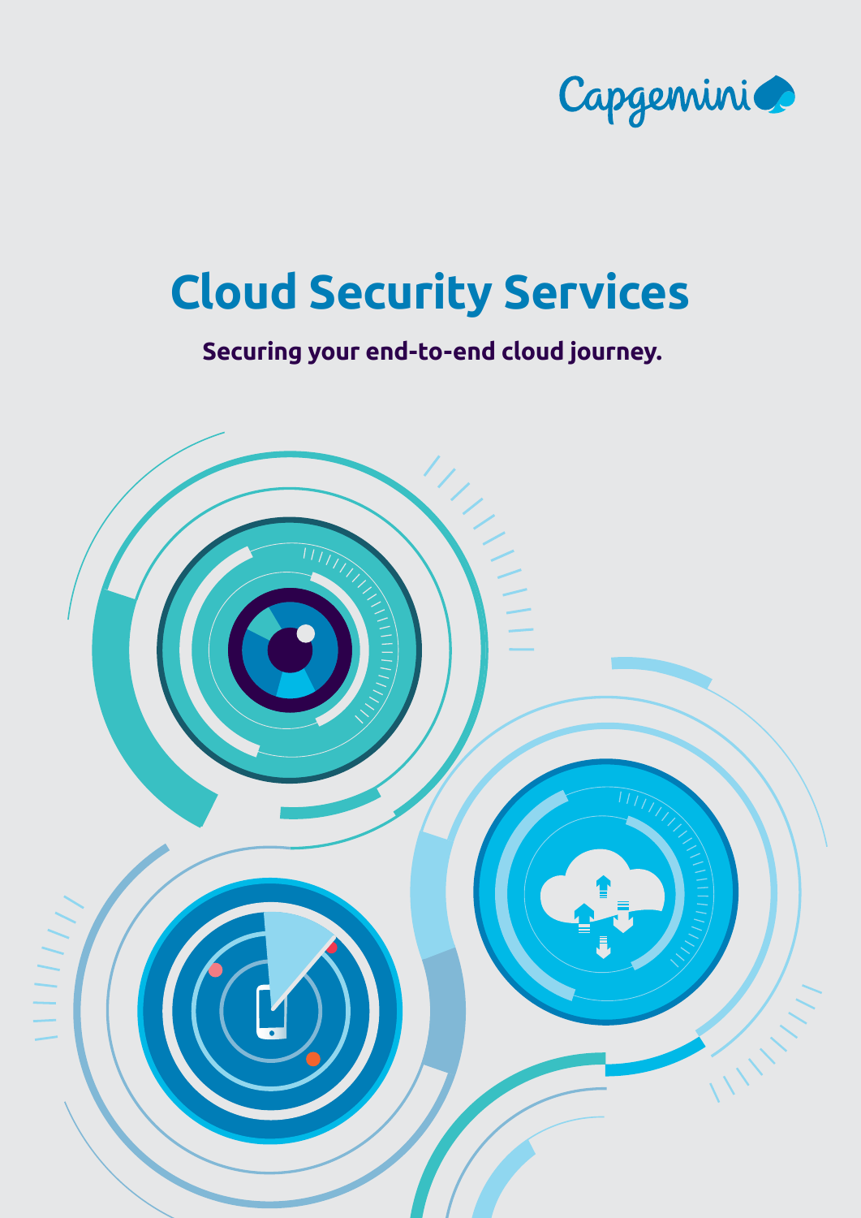Capgemini

# Cloud Security Services

**Securing your end-to-end cloud journey.**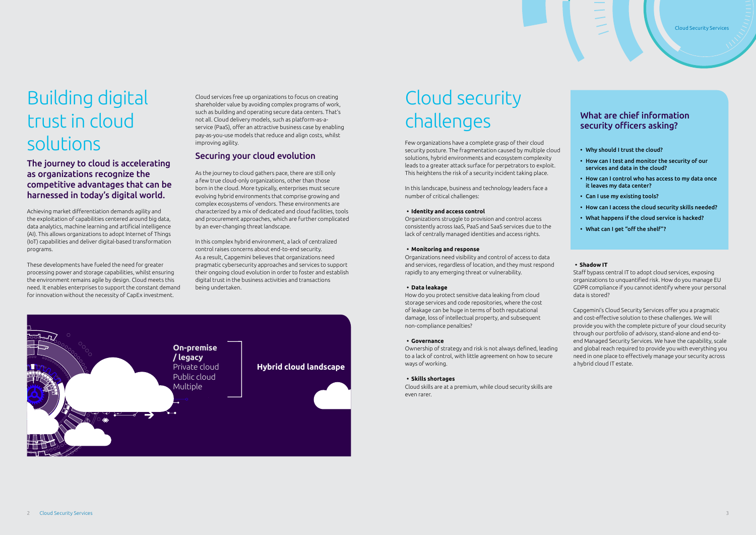# Building digital trust in cloud solutions

## The journey to cloud is accelerating as organizations recognize the competitive advantages that can be harnessed in today's digital world.

Achieving market differentiation demands agility and the exploitation of capabilities centered around big data, data analytics, machine learning and artificial intelligence (AI). This allows organizations to adopt Internet of Things (IoT) capabilities and deliver digital-based transformation programs.

These developments have fueled the need for greater processing power and storage capabilities, whilst ensuring the environment remains agile by design. Cloud meets this need. It enables enterprises to support the constant demand for innovation without the necessity of CapEx investment.

Cloud services free up organizations to focus on creating shareholder value by avoiding complex programs of work, such as building and operating secure data centers. That's not all. Cloud delivery models, such as platform-as-a-service (PaaS), offer an attractive business case by enabling pay-as-you-use models that reduce and align costs, whilst improving agility.

## Securing your cloud evolution

As the journey to cloud gathers pace, there are still only a few true cloud-only organizations, other than those born in the cloud. More typically, enterprises must secure evolving hybrid environments that comprise growing and complex ecosystems of vendors. These environments are characterized by a mix of dedicated and cloud facilities, tools and procurement approaches, which are further complicated by an ever-changing threat landscape.

In this complex hybrid environment, a lack of centralized control raises concerns about end-to-end security. As a result, Capgemini believes that organizations need pragmatic cybersecurity approaches and services to support their ongoing cloud evolution in order to foster and establish digital trust in the business activities and transactions being undertaken.

**On-premise / legacy**
Private cloud
Public cloud
Multiple

**Hybrid cloud landscape**

# Cloud security challenges

Few organizations have a complete grasp of their cloud security posture. The fragmentation caused by multiple cloud solutions, hybrid environments and ecosystem complexity leads to a greater attack surface for perpetrators to exploit. This heightens the risk of a security incident taking place.

In this landscape, business and technology leaders face a number of critical challenges:

- **Identity and access control**
Organizations struggle to provision and control access consistently across IaaS, PaaS and SaaS services due to the lack of centrally managed identities and access rights.

- **Monitoring and response**
Organizations need visibility and control of access to data and services, regardless of location, and they must respond rapidly to any emerging threat or vulnerability.

- **Data leakage**
How do you protect sensitive data leaking from cloud storage services and code repositories, where the cost of leakage can be huge in terms of both reputational damage, loss of intellectual property, and subsequent non-compliance penalties?

- **Governance**
Ownership of strategy and risk is not always defined, leading to a lack of control, with little agreement on how to secure ways of working.

- **Skills shortages**
Cloud skills are at a premium, while cloud security skills are even rarer.

- **Shadow IT**
Staff bypass central IT to adopt cloud services, exposing organizations to unquantified risk. How do you manage EU GDPR compliance if you cannot identify where your personal data is stored?

Capgemini's Cloud Security Services offer you a pragmatic and cost-effective solution to these challenges. We will provide you with the complete picture of your cloud security through our portfolio of advisory, stand-alone and end-to-end Managed Security Services. We have the capability, scale and global reach required to provide you with everything you need in one place to effectively manage your security across a hybrid cloud IT estate.

### What are chief information security officers asking?

- **Why should I trust the cloud?**
- **How can I test and monitor the security of our services and data in the cloud?**
- **How can I control who has access to my data once it leaves my data center?**
- **Can I use my existing tools?**
- **How can I access the cloud security skills needed?**
- **What happens if the cloud service is hacked?**
- **What can I get "off the shelf"?**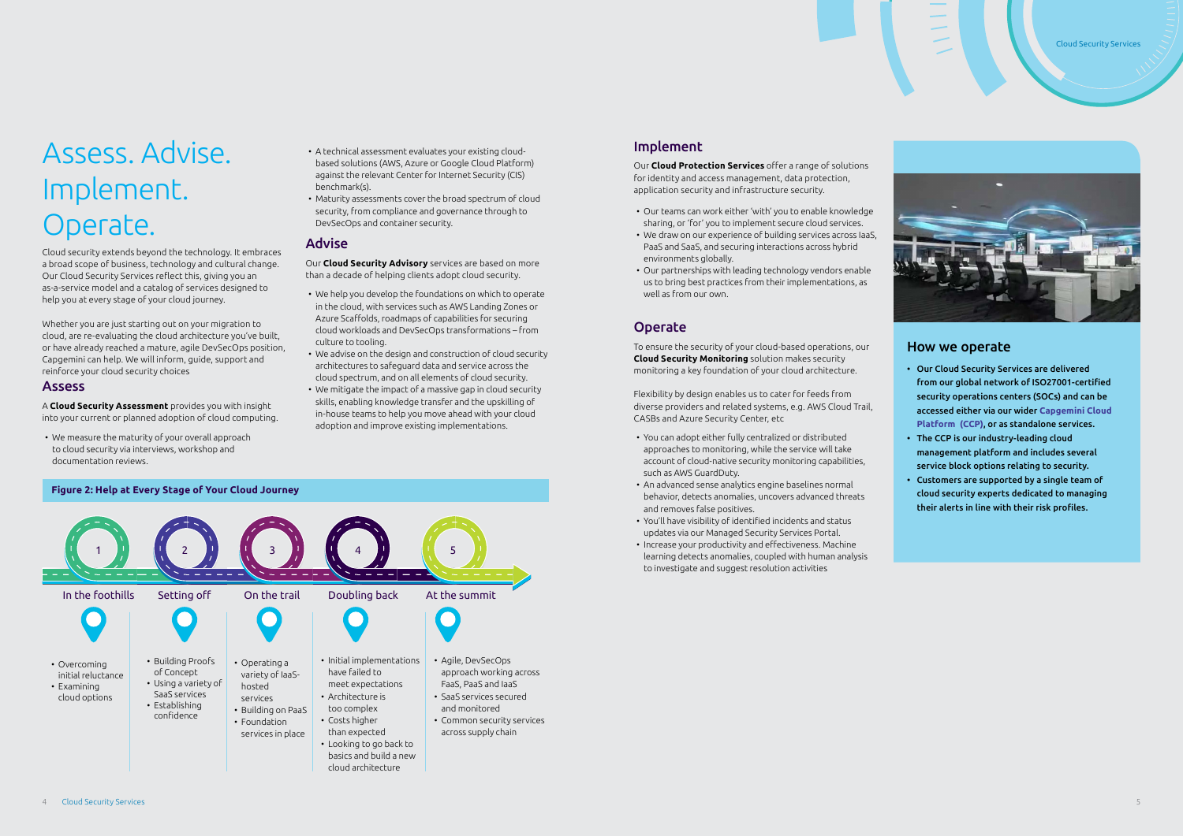# Assess. Advise. Implement. Operate.

Cloud security extends beyond the technology. It embraces a broad scope of business, technology and cultural change. Our Cloud Security Services reflect this, giving you an as-a-service model and a catalog of services designed to help you at every stage of your cloud journey.

Whether you are just starting out on your migration to cloud, are re-evaluating the cloud architecture you've built, or have already reached a mature, agile DevSecOps position, Capgemini can help. We will inform, guide, support and reinforce your cloud security choices

## Assess

A **Cloud Security Assessment** provides you with insight into your current or planned adoption of cloud computing.

- We measure the maturity of your overall approach to cloud security via interviews, workshop and documentation reviews.
- A technical assessment evaluates your existing cloud-based solutions (AWS, Azure or Google Cloud Platform) against the relevant Center for Internet Security (CIS) benchmark(s).
- Maturity assessments cover the broad spectrum of cloud security, from compliance and governance through to DevSecOps and container security.

## Advise

Our **Cloud Security Advisory** services are based on more than a decade of helping clients adopt cloud security.

- We help you develop the foundations on which to operate in the cloud, with services such as AWS Landing Zones or Azure Scaffolds, roadmaps of capabilities for securing cloud workloads and DevSecOps transformations – from culture to tooling.
- We advise on the design and construction of cloud security architectures to safeguard data and service across the cloud spectrum, and on all elements of cloud security.
- We mitigate the impact of a massive gap in cloud security skills, enabling knowledge transfer and the upskilling of in-house teams to help you move ahead with your cloud adoption and improve existing implementations.

**Figure 2: Help at Every Stage of Your Cloud Journey**

| 1 | 2 | 3 | 4 | 5 |
|---|---|---|---|---|
| In the foothills | Setting off | On the trail | Doubling back | At the summit |
| • Overcoming initial reluctance<br>• Examining cloud options | • Building Proofs of Concept<br>• Using a variety of SaaS services<br>• Establishing confidence | • Operating a variety of IaaS-hosted services<br>• Building on PaaS<br>• Foundation services in place | • Initial implementations have failed to meet expectations<br>• Architecture is too complex<br>• Costs higher than expected<br>• Looking to go back to basics and build a new cloud architecture | • Agile, DevSecOps approach working across FaaS, PaaS and IaaS<br>• SaaS services secured and monitored<br>• Common security services across supply chain |

## Implement

Our **Cloud Protection Services** offer a range of solutions for identity and access management, data protection, application security and infrastructure security.

- Our teams can work either 'with' you to enable knowledge sharing, or 'for' you to implement secure cloud services.
- We draw on our experience of building services across IaaS, PaaS and SaaS, and securing interactions across hybrid environments globally.
- Our partnerships with leading technology vendors enable us to bring best practices from their implementations, as well as from our own.

## Operate

To ensure the security of your cloud-based operations, our **Cloud Security Monitoring** solution makes security monitoring a key foundation of your cloud architecture.

Flexibility by design enables us to cater for feeds from diverse providers and related systems, e.g. AWS Cloud Trail, CASBs and Azure Security Center, etc

- You can adopt either fully centralized or distributed approaches to monitoring, while the service will take account of cloud-native security monitoring capabilities, such as AWS GuardDuty.
- An advanced sense analytics engine baselines normal behavior, detects anomalies, uncovers advanced threats and removes false positives.
- You'll have visibility of identified incidents and status updates via our Managed Security Services Portal.
- Increase your productivity and effectiveness. Machine learning detects anomalies, coupled with human analysis to investigate and suggest resolution activities

## How we operate

- **Our Cloud Security Services are delivered from our global network of ISO27001-certified security operations centers (SOCs) and can be accessed either via our wider Capgemini Cloud Platform (CCP), or as standalone services.**
- **The CCP is our industry-leading cloud management platform and includes several service block options relating to security.**
- **Customers are supported by a single team of cloud security experts dedicated to managing their alerts in line with their risk profiles.**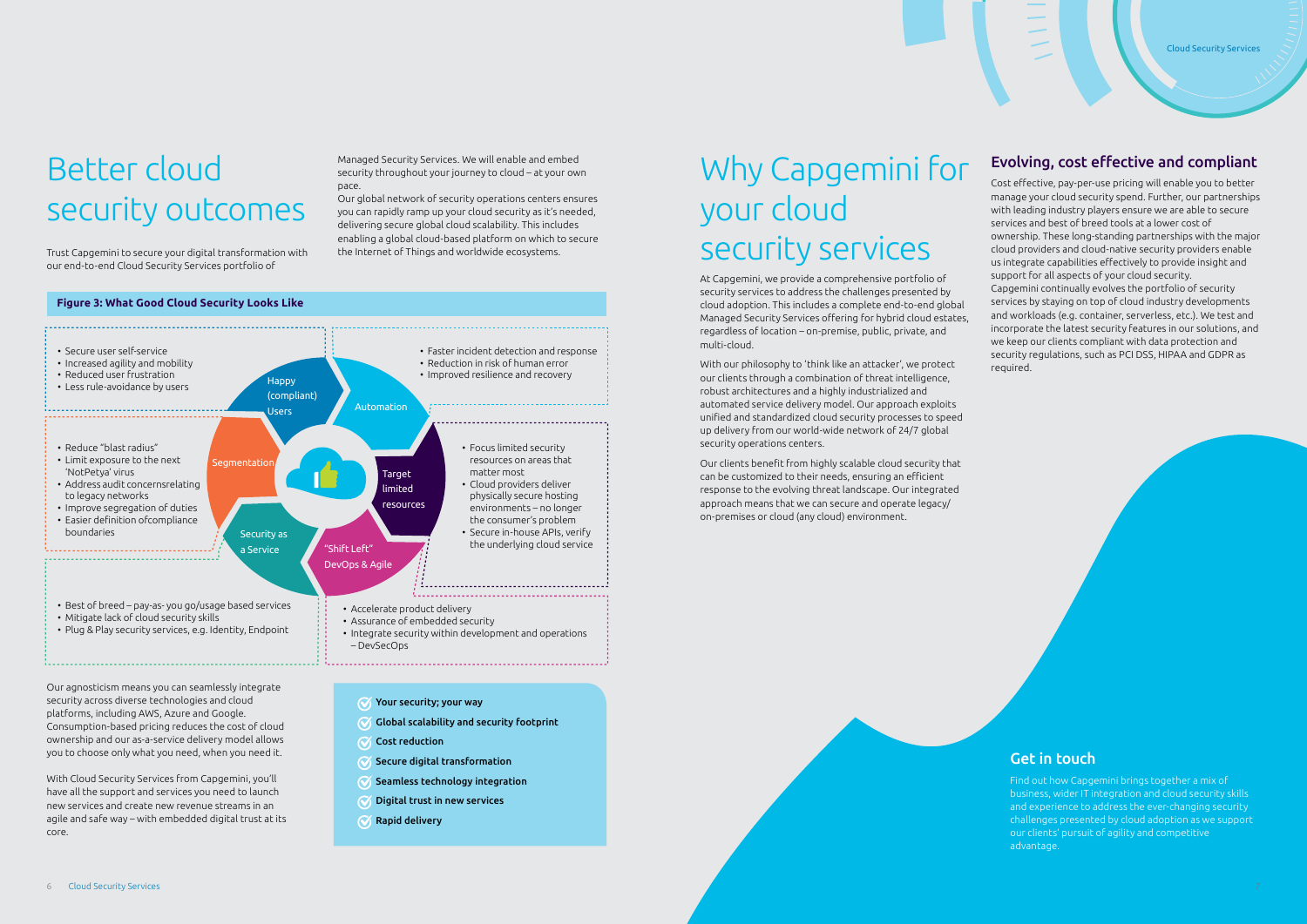# Better cloud security outcomes

Trust Capgemini to secure your digital transformation with our end-to-end Cloud Security Services portfolio of Managed Security Services. We will enable and embed security throughout your journey to cloud – at your own pace.

Our global network of security operations centers ensures you can rapidly ramp up your cloud security as it's needed, delivering secure global cloud scalability. This includes enabling a global cloud-based platform on which to secure the Internet of Things and worldwide ecosystems.

**Figure 3: What Good Cloud Security Looks Like**

**Happy (compliant) Users**
- Secure user self-service
- Increased agility and mobility
- Reduced user frustration
- Less rule-avoidance by users

**Automation**
- Faster incident detection and response
- Reduction in risk of human error
- Improved resilience and recovery

**Segmentation**
- Reduce "blast radius"
- Limit exposure to the next 'NotPetya' virus
- Address audit concernsrelating to legacy networks
- Improve segregation of duties
- Easier definition ofcompliance boundaries

**Target limited resources**
- Focus limited security resources on areas that matter most
- Cloud providers deliver physically secure hosting environments – no longer the consumer's problem
- Secure in-house APIs, verify the underlying cloud service

**Security as a Service**
- Best of breed – pay-as- you go/usage based services
- Mitigate lack of cloud security skills
- Plug & Play security services, e.g. Identity, Endpoint

**"Shift Left" DevOps & Agile**
- Accelerate product delivery
- Assurance of embedded security
- Integrate security within development and operations – DevSecOps

Our agnosticism means you can seamlessly integrate security across diverse technologies and cloud platforms, including AWS, Azure and Google. Consumption-based pricing reduces the cost of cloud ownership and our as-a-service delivery model allows you to choose only what you need, when you need it.

With Cloud Security Services from Capgemini, you'll have all the support and services you need to launch new services and create new revenue streams in an agile and safe way – with embedded digital trust at its core.

- **Your security; your way**
- **Global scalability and security footprint**
- **Cost reduction**
- **Secure digital transformation**
- **Seamless technology integration**
- **Digital trust in new services**
- **Rapid delivery**

# Why Capgemini for your cloud security services

At Capgemini, we provide a comprehensive portfolio of security services to address the challenges presented by cloud adoption. This includes a complete end-to-end global Managed Security Services offering for hybrid cloud estates, regardless of location – on-premise, public, private, and multi-cloud.

With our philosophy to 'think like an attacker', we protect our clients through a combination of threat intelligence, robust architectures and a highly industrialized and automated service delivery model. Our approach exploits unified and standardized cloud security processes to speed up delivery from our world-wide network of 24/7 global security operations centers.

Our clients benefit from highly scalable cloud security that can be customized to their needs, ensuring an efficient response to the evolving threat landscape. Our integrated approach means that we can secure and operate legacy/ on-premises or cloud (any cloud) environment.

## Evolving, cost effective and compliant

Cost effective, pay-per-use pricing will enable you to better manage your cloud security spend. Further, our partnerships with leading industry players ensure we are able to secure services and best of breed tools at a lower cost of ownership. These long-standing partnerships with the major cloud providers and cloud-native security providers enable us integrate capabilities effectively to provide insight and support for all aspects of your cloud security.

Capgemini continually evolves the portfolio of security services by staying on top of cloud industry developments and workloads (e.g. container, serverless, etc.). We test and incorporate the latest security features in our solutions, and we keep our clients compliant with data protection and security regulations, such as PCI DSS, HIPAA and GDPR as required.

## Get in touch

Find out how Capgemini brings together a mix of business, wider IT integration and cloud security skills and experience to address the ever-changing security challenges presented by cloud adoption as we support our clients' pursuit of agility and competitive advantage.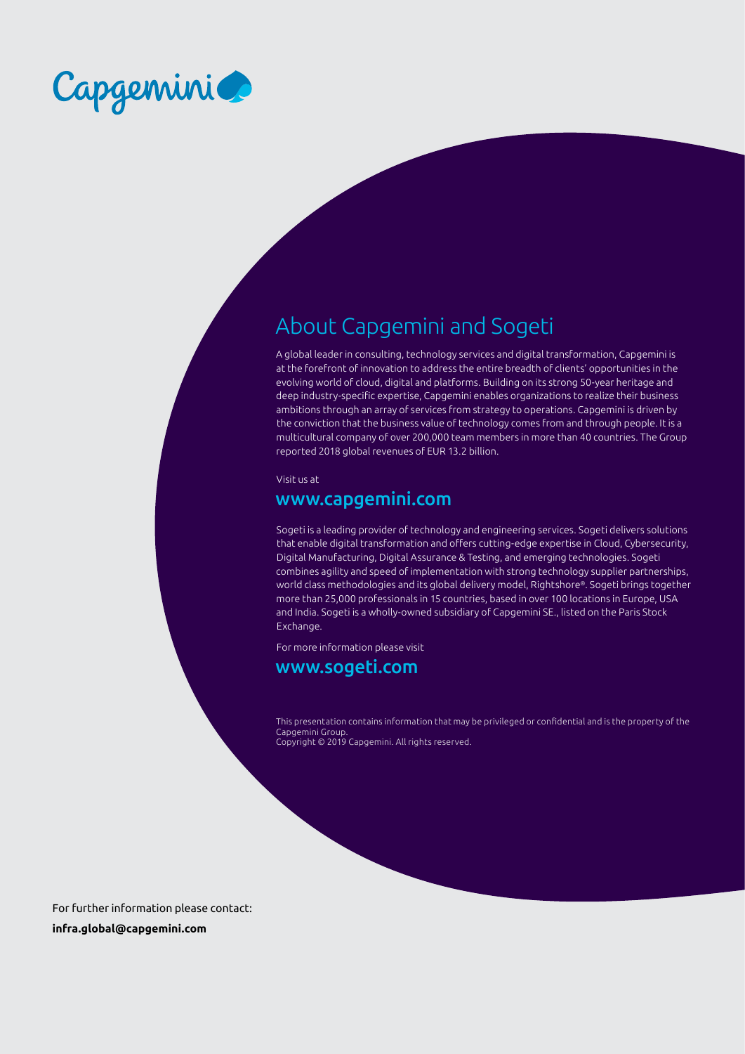Capgemini

## About Capgemini and Sogeti

A global leader in consulting, technology services and digital transformation, Capgemini is at the forefront of innovation to address the entire breadth of clients' opportunities in the evolving world of cloud, digital and platforms. Building on its strong 50-year heritage and deep industry-specific expertise, Capgemini enables organizations to realize their business ambitions through an array of services from strategy to operations. Capgemini is driven by the conviction that the business value of technology comes from and through people. It is a multicultural company of over 200,000 team members in more than 40 countries. The Group reported 2018 global revenues of EUR 13.2 billion.

Visit us at

### www.capgemini.com

Sogeti is a leading provider of technology and engineering services. Sogeti delivers solutions that enable digital transformation and offers cutting-edge expertise in Cloud, Cybersecurity, Digital Manufacturing, Digital Assurance & Testing, and emerging technologies. Sogeti combines agility and speed of implementation with strong technology supplier partnerships, world class methodologies and its global delivery model, Rightshore®. Sogeti brings together more than 25,000 professionals in 15 countries, based in over 100 locations in Europe, USA and India. Sogeti is a wholly-owned subsidiary of Capgemini SE., listed on the Paris Stock Exchange.

For more information please visit

### www.sogeti.com

This presentation contains information that may be privileged or confidential and is the property of the Capgemini Group.
Copyright © 2019 Capgemini. All rights reserved.

For further information please contact:

**infra.global@capgemini.com**